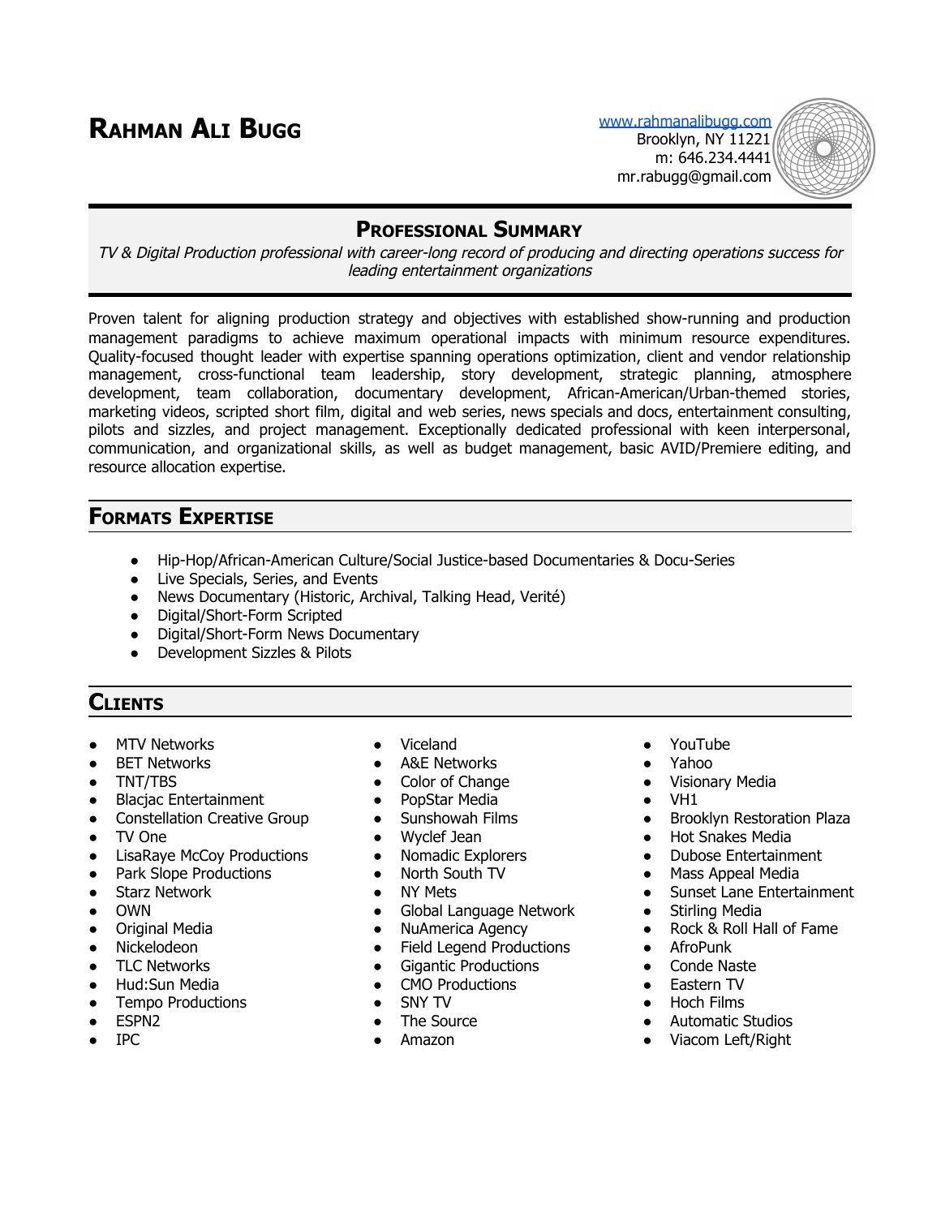# Rahman Ali Bugg

www.rahmanalibugg.com
Brooklyn, NY 11221
m: 646.234.4441
mr.rabugg@gmail.com

## Professional Summary

*TV & Digital Production professional with career-long record of producing and directing operations success for leading entertainment organizations*

Proven talent for aligning production strategy and objectives with established show-running and production management paradigms to achieve maximum operational impacts with minimum resource expenditures. Quality-focused thought leader with expertise spanning operations optimization, client and vendor relationship management, cross-functional team leadership, story development, strategic planning, atmosphere development, team collaboration, documentary development, African-American/Urban-themed stories, marketing videos, scripted short film, digital and web series, news specials and docs, entertainment consulting, pilots and sizzles, and project management. Exceptionally dedicated professional with keen interpersonal, communication, and organizational skills, as well as budget management, basic AVID/Premiere editing, and resource allocation expertise.

## Formats Expertise

- Hip-Hop/African-American Culture/Social Justice-based Documentaries & Docu-Series
- Live Specials, Series, and Events
- News Documentary (Historic, Archival, Talking Head, Verité)
- Digital/Short-Form Scripted
- Digital/Short-Form News Documentary
- Development Sizzles & Pilots

## Clients

- MTV Networks
- BET Networks
- TNT/TBS
- Blacjac Entertainment
- Constellation Creative Group
- TV One
- LisaRaye McCoy Productions
- Park Slope Productions
- Starz Network
- OWN
- Original Media
- Nickelodeon
- TLC Networks
- Hud:Sun Media
- Tempo Productions
- ESPN2
- IPC
- Viceland
- A&E Networks
- Color of Change
- PopStar Media
- Sunshowah Films
- Wyclef Jean
- Nomadic Explorers
- North South TV
- NY Mets
- Global Language Network
- NuAmerica Agency
- Field Legend Productions
- Gigantic Productions
- CMO Productions
- SNY TV
- The Source
- Amazon
- YouTube
- Yahoo
- Visionary Media
- VH1
- Brooklyn Restoration Plaza
- Hot Snakes Media
- Dubose Entertainment
- Mass Appeal Media
- Sunset Lane Entertainment
- Stirling Media
- Rock & Roll Hall of Fame
- AfroPunk
- Conde Naste
- Eastern TV
- Hoch Films
- Automatic Studios
- Viacom Left/Right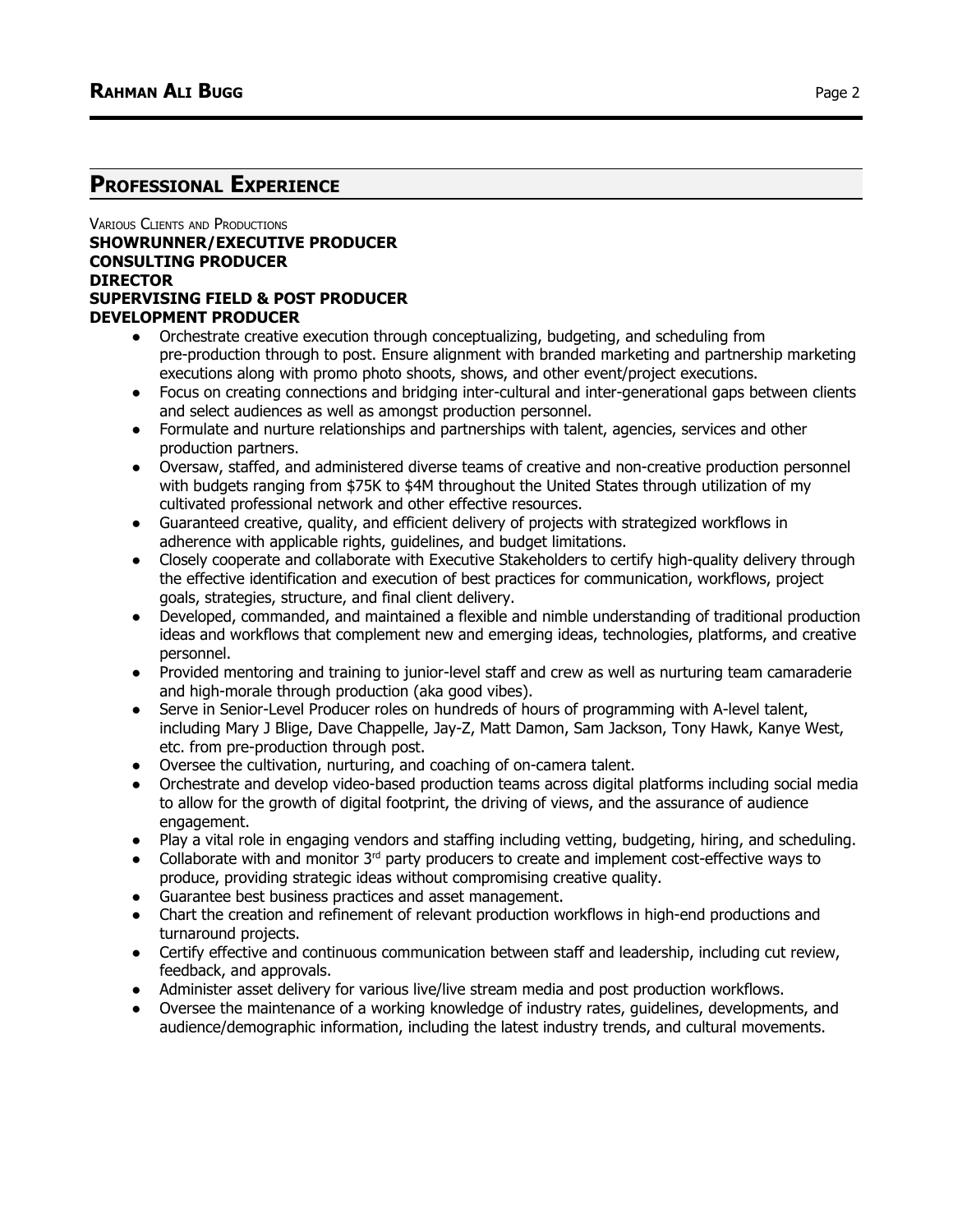## Professional Experience

Various Clients and Productions

**SHOWRUNNER/EXECUTIVE PRODUCER**
**CONSULTING PRODUCER**
**DIRECTOR**
**SUPERVISING FIELD & POST PRODUCER**
**DEVELOPMENT PRODUCER**

- Orchestrate creative execution through conceptualizing, budgeting, and scheduling from pre-production through to post. Ensure alignment with branded marketing and partnership marketing executions along with promo photo shoots, shows, and other event/project executions.
- Focus on creating connections and bridging inter-cultural and inter-generational gaps between clients and select audiences as well as amongst production personnel.
- Formulate and nurture relationships and partnerships with talent, agencies, services and other production partners.
- Oversaw, staffed, and administered diverse teams of creative and non-creative production personnel with budgets ranging from $75K to $4M throughout the United States through utilization of my cultivated professional network and other effective resources.
- Guaranteed creative, quality, and efficient delivery of projects with strategized workflows in adherence with applicable rights, guidelines, and budget limitations.
- Closely cooperate and collaborate with Executive Stakeholders to certify high-quality delivery through the effective identification and execution of best practices for communication, workflows, project goals, strategies, structure, and final client delivery.
- Developed, commanded, and maintained a flexible and nimble understanding of traditional production ideas and workflows that complement new and emerging ideas, technologies, platforms, and creative personnel.
- Provided mentoring and training to junior-level staff and crew as well as nurturing team camaraderie and high-morale through production (aka good vibes).
- Serve in Senior-Level Producer roles on hundreds of hours of programming with A-level talent, including Mary J Blige, Dave Chappelle, Jay-Z, Matt Damon, Sam Jackson, Tony Hawk, Kanye West, etc. from pre-production through post.
- Oversee the cultivation, nurturing, and coaching of on-camera talent.
- Orchestrate and develop video-based production teams across digital platforms including social media to allow for the growth of digital footprint, the driving of views, and the assurance of audience engagement.
- Play a vital role in engaging vendors and staffing including vetting, budgeting, hiring, and scheduling.
- Collaborate with and monitor 3rd party producers to create and implement cost-effective ways to produce, providing strategic ideas without compromising creative quality.
- Guarantee best business practices and asset management.
- Chart the creation and refinement of relevant production workflows in high-end productions and turnaround projects.
- Certify effective and continuous communication between staff and leadership, including cut review, feedback, and approvals.
- Administer asset delivery for various live/live stream media and post production workflows.
- Oversee the maintenance of a working knowledge of industry rates, guidelines, developments, and audience/demographic information, including the latest industry trends, and cultural movements.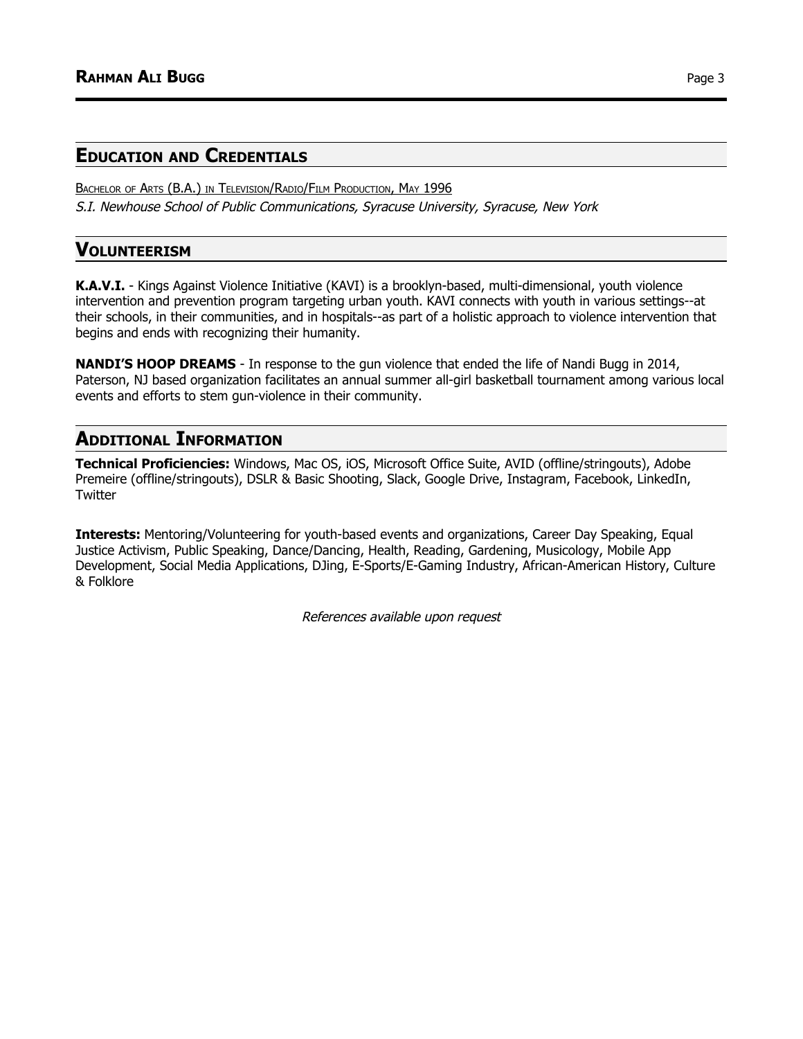## Education and Credentials

Bachelor of Arts (B.A.) in Television/Radio/Film Production, May 1996

*S.I. Newhouse School of Public Communications, Syracuse University, Syracuse, New York*

## Volunteerism

**K.A.V.I.** - Kings Against Violence Initiative (KAVI) is a brooklyn-based, multi-dimensional, youth violence intervention and prevention program targeting urban youth. KAVI connects with youth in various settings--at their schools, in their communities, and in hospitals--as part of a holistic approach to violence intervention that begins and ends with recognizing their humanity.

**NANDI'S HOOP DREAMS** - In response to the gun violence that ended the life of Nandi Bugg in 2014, Paterson, NJ based organization facilitates an annual summer all-girl basketball tournament among various local events and efforts to stem gun-violence in their community.

## Additional Information

**Technical Proficiencies:** Windows, Mac OS, iOS, Microsoft Office Suite, AVID (offline/stringouts), Adobe Premeire (offline/stringouts), DSLR & Basic Shooting, Slack, Google Drive, Instagram, Facebook, LinkedIn, Twitter

**Interests:** Mentoring/Volunteering for youth-based events and organizations, Career Day Speaking, Equal Justice Activism, Public Speaking, Dance/Dancing, Health, Reading, Gardening, Musicology, Mobile App Development, Social Media Applications, DJing, E-Sports/E-Gaming Industry, African-American History, Culture & Folklore

*References available upon request*